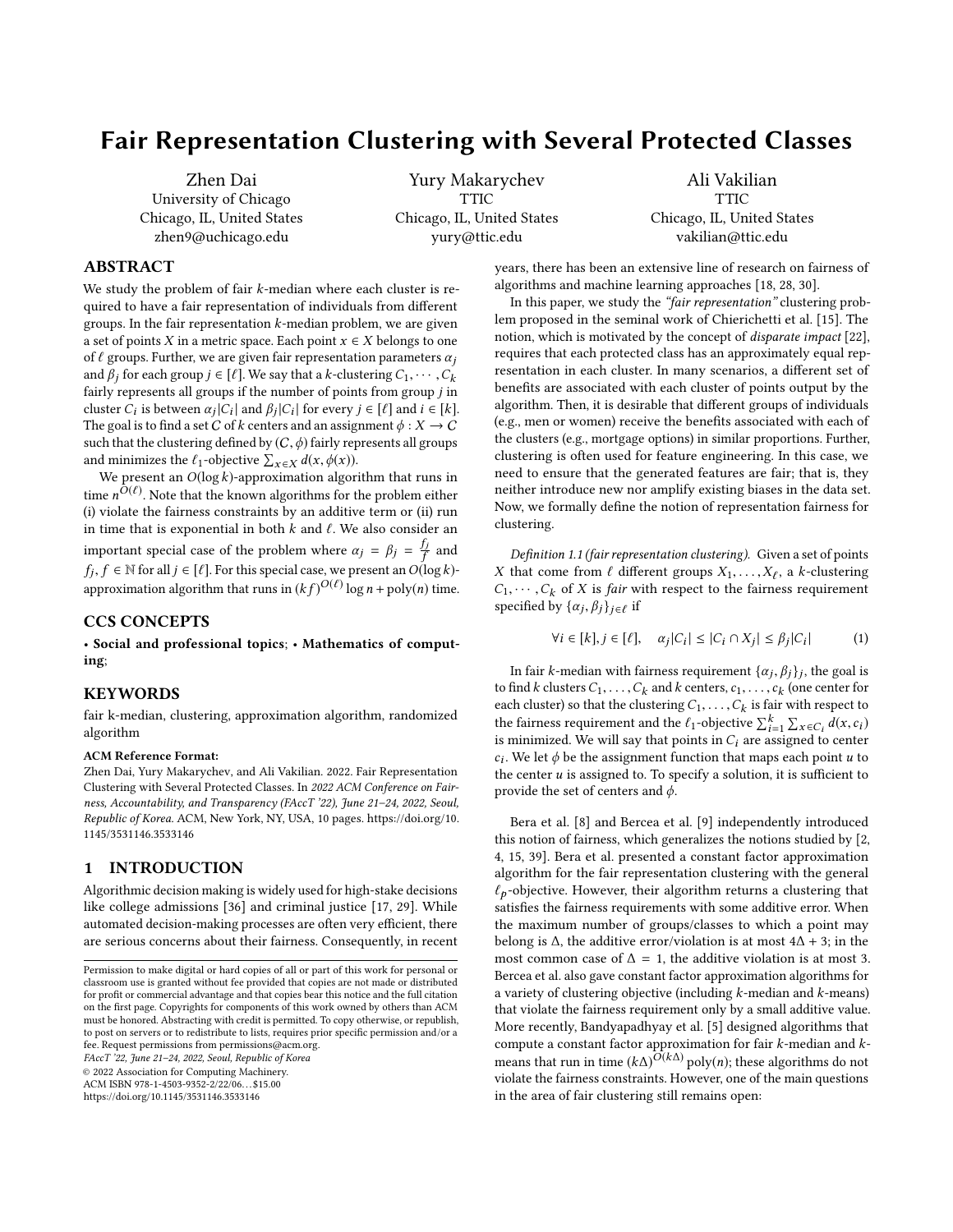# Fair Representation Clustering with Several Protected Classes

Zhen Dai
University of Chicago
Chicago, IL, United States
zhen9@uchicago.edu

Yury Makarychev
TTIC
Chicago, IL, United States
yury@ttic.edu

Ali Vakilian
TTIC
Chicago, IL, United States
vakilian@ttic.edu

## ABSTRACT

We study the problem of fair $k$-median where each cluster is required to have a fair representation of individuals from different groups. In the fair representation $k$-median problem, we are given a set of points $X$ in a metric space. Each point $x \in X$ belongs to one of $\ell$ groups. Further, we are given fair representation parameters $\alpha_j$ and $\beta_j$ for each group $j \in [\ell]$. We say that a $k$-clustering $C_1, \cdots, C_k$ fairly represents all groups if the number of points from group $j$ in cluster $C_i$ is between $\alpha_j|C_i|$ and $\beta_j|C_i|$ for every $j \in [\ell]$ and $i \in [k]$. The goal is to find a set $C$ of $k$ centers and an assignment $\phi : X \to C$ such that the clustering defined by $(C, \phi)$ fairly represents all groups and minimizes the $\ell_1$-objective $\sum_{x \in X} d(x, \phi(x))$.

We present an $O(\log k)$-approximation algorithm that runs in time $n^{O(\ell)}$. Note that the known algorithms for the problem either (i) violate the fairness constraints by an additive term or (ii) run in time that is exponential in both $k$ and $\ell$. We also consider an important special case of the problem where $\alpha_j = \beta_j = \frac{f_j}{f}$ and $f_j, f \in \mathbb{N}$ for all $j \in [\ell]$. For this special case, we present an $O(\log k)$-approximation algorithm that runs in $(kf)^{O(\ell)} \log n + \mathrm{poly}(n)$ time.

## CCS CONCEPTS

• **Social and professional topics**; • **Mathematics of computing**;

## KEYWORDS

fair k-median, clustering, approximation algorithm, randomized algorithm

**ACM Reference Format:**
Zhen Dai, Yury Makarychev, and Ali Vakilian. 2022. Fair Representation Clustering with Several Protected Classes. In *2022 ACM Conference on Fairness, Accountability, and Transparency (FAccT '22), June 21–24, 2022, Seoul, Republic of Korea.* ACM, New York, NY, USA, 10 pages. https://doi.org/10.1145/3531146.3533146

## 1 INTRODUCTION

Algorithmic decision making is widely used for high-stake decisions like college admissions [36] and criminal justice [17, 29]. While automated decision-making processes are often very efficient, there are serious concerns about their fairness. Consequently, in recent years, there has been an extensive line of research on fairness of algorithms and machine learning approaches [18, 28, 30].

In this paper, we study the *"fair representation"* clustering problem proposed in the seminal work of Chierichetti et al. [15]. The notion, which is motivated by the concept of *disparate impact* [22], requires that each protected class has an approximately equal representation in each cluster. In many scenarios, a different set of benefits are associated with each cluster of points output by the algorithm. Then, it is desirable that different groups of individuals (e.g., men or women) receive the benefits associated with each of the clusters (e.g., mortgage options) in similar proportions. Further, clustering is often used for feature engineering. In this case, we need to ensure that the generated features are fair; that is, they neither introduce new nor amplify existing biases in the data set. Now, we formally define the notion of representation fairness for clustering.

*Definition 1.1 (fair representation clustering).* Given a set of points $X$ that come from $\ell$ different groups $X_1, \ldots, X_\ell$, a $k$-clustering $C_1, \cdots, C_k$ of $X$ is *fair* with respect to the fairness requirement specified by $\{\alpha_j, \beta_j\}_{j \in \ell}$ if

$$\forall i \in [k], j \in [\ell], \quad \alpha_j|C_i| \le |C_i \cap X_j| \le \beta_j|C_i| \tag{1}$$

In fair $k$-median with fairness requirement $\{\alpha_j, \beta_j\}_j$, the goal is to find $k$ clusters $C_1, \ldots, C_k$ and $k$ centers, $c_1, \ldots, c_k$ (one center for each cluster) so that the clustering $C_1, \ldots, C_k$ is fair with respect to the fairness requirement and the $\ell_1$-objective $\sum_{i=1}^{k} \sum_{x \in C_i} d(x, c_i)$ is minimized. We will say that points in $C_i$ are assigned to center $c_i$. We let $\phi$ be the assignment function that maps each point $u$ to the center $u$ is assigned to. To specify a solution, it is sufficient to provide the set of centers and $\phi$.

Bera et al. [8] and Bercea et al. [9] independently introduced this notion of fairness, which generalizes the notions studied by [2, 4, 15, 39]. Bera et al. presented a constant factor approximation algorithm for the fair representation clustering with the general $\ell_p$-objective. However, their algorithm returns a clustering that satisfies the fairness requirements with some additive error. When the maximum number of groups/classes to which a point may belong is $\Delta$, the additive error/violation is at most $4\Delta + 3$; in the most common case of $\Delta = 1$, the additive violation is at most 3. Bercea et al. also gave constant factor approximation algorithms for a variety of clustering objective (including $k$-median and $k$-means) that violate the fairness requirement only by a small additive value. More recently, Bandyapadhyay et al. [5] designed algorithms that compute a constant factor approximation for fair $k$-median and $k$-means that run in time $(k\Delta)^{O(k\Delta)} \mathrm{poly}(n)$; these algorithms do not violate the fairness constraints. However, one of the main questions in the area of fair clustering still remains open:

Permission to make digital or hard copies of all or part of this work for personal or classroom use is granted without fee provided that copies are not made or distributed for profit or commercial advantage and that copies bear this notice and the full citation on the first page. Copyrights for components of this work owned by others than ACM must be honored. Abstracting with credit is permitted. To copy otherwise, or republish, to post on servers or to redistribute to lists, requires prior specific permission and/or a fee. Request permissions from permissions@acm.org.
*FAccT '22, June 21–24, 2022, Seoul, Republic of Korea*
© 2022 Association for Computing Machinery.
ACM ISBN 978-1-4503-9352-2/22/06…$15.00
https://doi.org/10.1145/3531146.3533146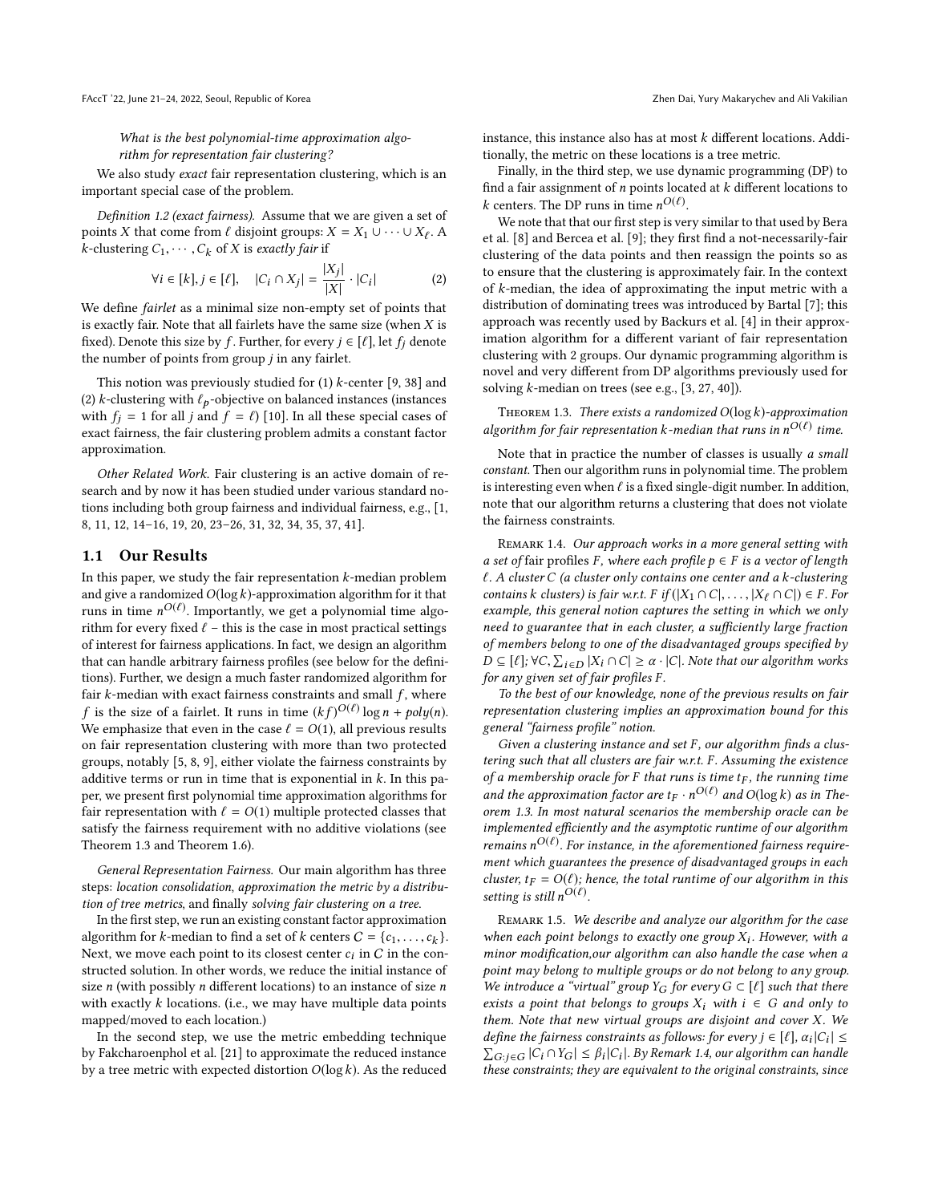*What is the best polynomial-time approximation algorithm for representation fair clustering?*

We also study *exact* fair representation clustering, which is an important special case of the problem.

*Definition 1.2 (exact fairness).* Assume that we are given a set of points $X$ that come from $\ell$ disjoint groups: $X = X_1 \cup \cdots \cup X_\ell$. A $k$-clustering $C_1, \cdots, C_k$ of $X$ is *exactly fair* if

$$\forall i \in [k], j \in [\ell], \quad |C_i \cap X_j| = \frac{|X_j|}{|X|} \cdot |C_i| \tag{2}$$

We define *fairlet* as a minimal size non-empty set of points that is exactly fair. Note that all fairlets have the same size (when $X$ is fixed). Denote this size by $f$. Further, for every $j \in [\ell]$, let $f_j$ denote the number of points from group $j$ in any fairlet.

This notion was previously studied for (1) $k$-center [9, 38] and (2) $k$-clustering with $\ell_p$-objective on balanced instances (instances with $f_j = 1$ for all $j$ and $f = \ell$) [10]. In all these special cases of exact fairness, the fair clustering problem admits a constant factor approximation.

*Other Related Work.* Fair clustering is an active domain of research and by now it has been studied under various standard notions including both group fairness and individual fairness, e.g., [1, 8, 11, 12, 14–16, 19, 20, 23–26, 31, 32, 34, 35, 37, 41].

## 1.1 Our Results

In this paper, we study the fair representation $k$-median problem and give a randomized $O(\log k)$-approximation algorithm for it that runs in time $n^{O(\ell)}$. Importantly, we get a polynomial time algorithm for every fixed $\ell$ – this is the case in most practical settings of interest for fairness applications. In fact, we design an algorithm that can handle arbitrary fairness profiles (see below for the definitions). Further, we design a much faster randomized algorithm for fair $k$-median with exact fairness constraints and small $f$, where $f$ is the size of a fairlet. It runs in time $(kf)^{O(\ell)} \log n + poly(n)$. We emphasize that even in the case $\ell = O(1)$, all previous results on fair representation clustering with more than two protected groups, notably [5, 8, 9], either violate the fairness constraints by additive terms or run in time that is exponential in $k$. In this paper, we present first polynomial time approximation algorithms for fair representation with $\ell = O(1)$ multiple protected classes that satisfy the fairness requirement with no additive violations (see Theorem 1.3 and Theorem 1.6).

*General Representation Fairness.* Our main algorithm has three steps: *location consolidation*, *approximation the metric by a distribution of tree metrics*, and finally *solving fair clustering on a tree*.

In the first step, we run an existing constant factor approximation algorithm for $k$-median to find a set of $k$ centers $C = \{c_1, \ldots, c_k\}$. Next, we move each point to its closest center $c_i$ in $C$ in the constructed solution. In other words, we reduce the initial instance of size $n$ (with possibly $n$ different locations) to an instance of size $n$ with exactly $k$ locations. (i.e., we may have multiple data points mapped/moved to each location.)

In the second step, we use the metric embedding technique by Fakcharoenphol et al. [21] to approximate the reduced instance by a tree metric with expected distortion $O(\log k)$. As the reduced instance, this instance also has at most $k$ different locations. Additionally, the metric on these locations is a tree metric.

Finally, in the third step, we use dynamic programming (DP) to find a fair assignment of $n$ points located at $k$ different locations to $k$ centers. The DP runs in time $n^{O(\ell)}$.

We note that that our first step is very similar to that used by Bera et al. [8] and Bercea et al. [9]; they first find a not-necessarily-fair clustering of the data points and then reassign the points so as to ensure that the clustering is approximately fair. In the context of $k$-median, the idea of approximating the input metric with a distribution of dominating trees was introduced by Bartal [7]; this approach was recently used by Backurs et al. [4] in their approximation algorithm for a different variant of fair representation clustering with 2 groups. Our dynamic programming algorithm is novel and very different from DP algorithms previously used for solving $k$-median on trees (see e.g., [3, 27, 40]).

Theorem 1.3. *There exists a randomized $O(\log k)$-approximation algorithm for fair representation $k$-median that runs in $n^{O(\ell)}$ time.*

Note that in practice the number of classes is usually *a small constant.* Then our algorithm runs in polynomial time. The problem is interesting even when $\ell$ is a fixed single-digit number. In addition, note that our algorithm returns a clustering that does not violate the fairness constraints.

Remark 1.4. *Our approach works in a more general setting with a set of* fair profiles *$F$, where each profile $p \in F$ is a vector of length $\ell$. A cluster $C$ (a cluster only contains one center and a $k$-clustering contains $k$ clusters) is fair w.r.t. $F$ if $(|X_1 \cap C|, \ldots, |X_\ell \cap C|) \in F$. For example, this general notion captures the setting in which we only need to guarantee that in each cluster, a sufficiently large fraction of members belong to one of the disadvantaged groups specified by $D \subseteq [\ell]$; $\forall C, \sum_{i \in D} |X_i \cap C| \geq \alpha \cdot |C|$. Note that our algorithm works for any given set of fair profiles $F$.*

*To the best of our knowledge, none of the previous results on fair representation clustering implies an approximation bound for this general "fairness profile" notion.*

*Given a clustering instance and set $F$, our algorithm finds a clustering such that all clusters are fair w.r.t. $F$. Assuming the existence of a membership oracle for $F$ that runs is time $t_F$, the running time and the approximation factor are $t_F \cdot n^{O(\ell)}$ and $O(\log k)$ as in Theorem 1.3. In most natural scenarios the membership oracle can be implemented efficiently and the asymptotic runtime of our algorithm remains $n^{O(\ell)}$. For instance, in the aforementioned fairness requirement which guarantees the presence of disadvantaged groups in each cluster, $t_F = O(\ell)$; hence, the total runtime of our algorithm in this setting is still $n^{O(\ell)}$.*

Remark 1.5. *We describe and analyze our algorithm for the case when each point belongs to exactly one group $X_i$. However, with a minor modification,our algorithm can also handle the case when a point may belong to multiple groups or do not belong to any group. We introduce a "virtual" group $Y_G$ for every $G \subset [\ell]$ such that there exists a point that belongs to groups $X_i$ with $i \in G$ and only to them. Note that new virtual groups are disjoint and cover $X$. We define the fairness constraints as follows: for every $j \in [\ell]$, $\alpha_i |C_i| \leq \sum_{G: j \in G} |C_i \cap Y_G| \leq \beta_i |C_i|$. By Remark 1.4, our algorithm can handle these constraints; they are equivalent to the original constraints, since*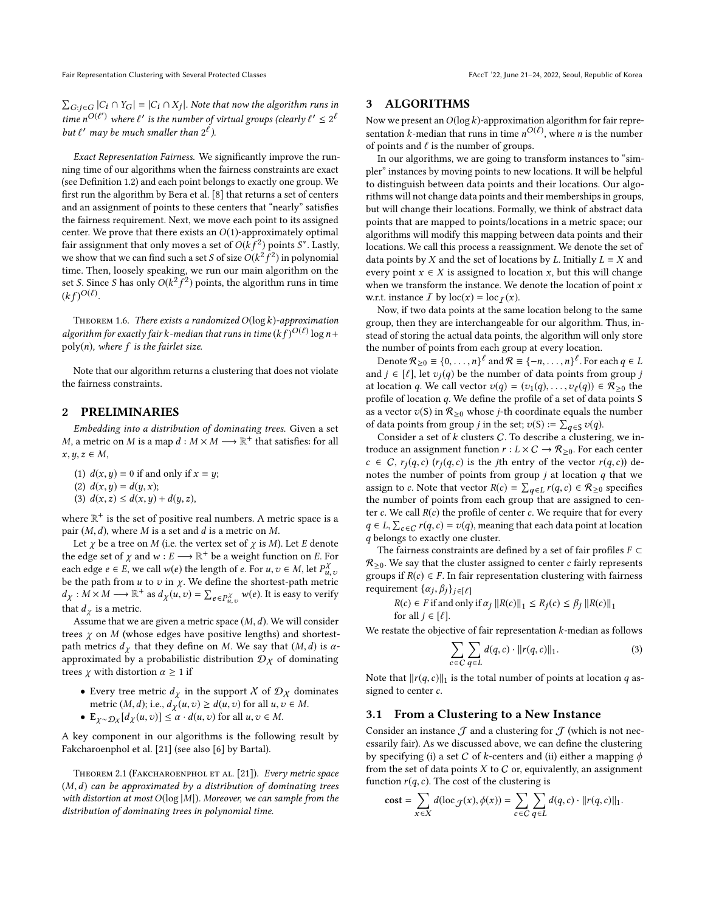$\sum_{G:j\in G} |C_i \cap Y_G| = |C_i \cap X_j|$. *Note that now the algorithm runs in time $n^{O(\ell')}$ where $\ell'$ is the number of virtual groups (clearly $\ell' \leq 2^\ell$ but $\ell'$ may be much smaller than $2^\ell$).*

*Exact Representation Fairness.* We significantly improve the running time of our algorithms when the fairness constraints are exact (see Definition 1.2) and each point belongs to exactly one group. We first run the algorithm by Bera et al. [8] that returns a set of centers and an assignment of points to these centers that "nearly" satisfies the fairness requirement. Next, we move each point to its assigned center. We prove that there exists an $O(1)$-approximately optimal fair assignment that only moves a set $S$ of $O(kf^2)$ points $S^*$. Lastly, we show that we can find such a set $S$ of size $O(k^2 f^2)$ in polynomial time. Then, loosely speaking, we run our main algorithm on the set $S$. Since $S$ has only $O(k^2 f^2)$ points, the algorithm runs in time $(kf)^{O(\ell)}$.

Theorem 1.6. *There exists a randomized $O(\log k)$-approximation algorithm for exactly fair $k$-median that runs in time $(kf)^{O(\ell)} \log n + \text{poly}(n)$, where $f$ is the fairlet size.*

Note that our algorithm returns a clustering that does not violate the fairness constraints.

## 2 PRELIMINARIES

*Embedding into a distribution of dominating trees.* Given a set $M$, a metric on $M$ is a map $d : M \times M \longrightarrow \mathbb{R}^+$ that satisfies: for all $x, y, z \in M$,

(1) $d(x, y) = 0$ if and only if $x = y$;
(2) $d(x, y) = d(y, x)$;
(3) $d(x, z) \leq d(x, y) + d(y, z)$,

where $\mathbb{R}^+$ is the set of positive real numbers. A metric space is a pair $(M, d)$, where $M$ is a set and $d$ is a metric on $M$.

Let $\chi$ be a tree on $M$ (i.e. the vertex set of $\chi$ is $M$). Let $E$ denote the edge set of $\chi$ and $w : E \longrightarrow \mathbb{R}^+$ be a weight function on $E$. For each edge $e \in E$, we call $w(e)$ the length of $e$. For $u, v \in M$, let $P^{\chi}_{u,v}$ be the path from $u$ to $v$ in $\chi$. We define the shortest-path metric $d_\chi : M \times M \longrightarrow \mathbb{R}^+$ as $d_\chi(u, v) = \sum_{e \in P^{\chi}_{u,v}} w(e)$. It is easy to verify that $d_\chi$ is a metric.

Assume that we are given a metric space $(M, d)$. We will consider trees $\chi$ on $M$ (whose edges have positive lengths) and shortest-path metrics $d_\chi$ that they define on $M$. We say that $(M, d)$ is $\alpha$-approximated by a probabilistic distribution $\mathcal{D}_\mathcal{X}$ of dominating trees $\chi$ with distortion $\alpha \geq 1$ if

- Every tree metric $d_\chi$ in the support $\mathcal{X}$ of $\mathcal{D}_\mathcal{X}$ dominates metric $(M, d)$; i.e., $d_\chi(u, v) \geq d(u, v)$ for all $u, v \in M$.
- $\mathbf{E}_{\chi \sim \mathcal{D}_\mathcal{X}}[d_\chi(u, v)] \leq \alpha \cdot d(u, v)$ for all $u, v \in M$.

A key component in our algorithms is the following result by Fakcharoenphol et al. [21] (see also [6] by Bartal).

Theorem 2.1 (Fakcharoenphol et al. [21]). *Every metric space $(M, d)$ can be approximated by a distribution of dominating trees with distortion at most $O(\log |M|)$. Moreover, we can sample from the distribution of dominating trees in polynomial time.*

## 3 ALGORITHMS

Now we present an $O(\log k)$-approximation algorithm for fair representation $k$-median that runs in time $n^{O(\ell)}$, where $n$ is the number of points and $\ell$ is the number of groups.

In our algorithms, we are going to transform instances to "simpler" instances by moving points to new locations. It will be helpful to distinguish between data points and their locations. Our algorithms will not change data points and their memberships in groups, but will change their locations. Formally, we think of abstract data points that are mapped to points/locations in a metric space; our algorithms will modify this mapping between data points and their locations. We call this process a reassignment. We denote the set of data points by $X$ and the set of locations by $L$. Initially $L = X$ and every point $x \in X$ is assigned to location $x$, but this will change when we transform the instance. We denote the location of point $x$ w.r.t. instance $\mathcal{I}$ by $\text{loc}(x) = \text{loc}_\mathcal{I}(x)$.

Now, if two data points at the same location belong to the same group, then they are interchangeable for our algorithm. Thus, instead of storing the actual data points, the algorithm will only store the number of points from each group at every location.

Denote $\mathcal{R}_{\geq 0} \equiv \{0, \dots, n\}^\ell$ and $\mathcal{R} \equiv \{-n, \dots, n\}^\ell$. For each $q \in L$ and $j \in [\ell]$, let $v_j(q)$ be the number of data points from group $j$ at location $q$. We call vector $v(q) = (v_1(q), \dots, v_\ell(q)) \in \mathcal{R}_{\geq 0}$ the profile of location $q$. We define the profile of a set of data points S as a vector $v(\text{S})$ in $\mathcal{R}_{\geq 0}$ whose $j$-th coordinate equals the number of data points from group $j$ in the set; $v(\text{S}) := \sum_{q \in \text{S}} v(q)$.

Consider a set of $k$ clusters $C$. To describe a clustering, we introduce an assignment function $r : L \times C \to \mathcal{R}_{\geq 0}$. For each center $c \in C$, $r_j(q, c)$ ($r_j(q, c)$ is the $j$th entry of the vector $r(q, c)$) denotes the number of points from group $j$ at location $q$ that we assign to $c$. Note that vector $R(c) = \sum_{q \in L} r(q, c) \in \mathcal{R}_{\geq 0}$ specifies the number of points from each group that are assigned to center $c$. We call $R(c)$ the profile of center $c$. We require that for every $q \in L, \sum_{c \in C} r(q, c) = v(q)$, meaning that each data point at location $q$ belongs to exactly one cluster.

The fairness constraints are defined by a set of fair profiles $F \subset \mathcal{R}_{\geq 0}$. We say that the cluster assigned to center $c$ fairly represents groups if $R(c) \in F$. In fair representation clustering with fairness requirement $\{\alpha_j, \beta_j\}_{j \in [\ell]}$

$R(c) \in F$ if and only if $\alpha_j \|R(c)\|_1 \leq R_j(c) \leq \beta_j \|R(c)\|_1$ for all $j \in [\ell]$.

We restate the objective of fair representation $k$-median as follows

$$\sum_{c \in C} \sum_{q \in L} d(q, c) \cdot \|r(q, c)\|_1. \tag{3}$$

Note that $\|r(q, c)\|_1$ is the total number of points at location $q$ assigned to center $c$.

### 3.1 From a Clustering to a New Instance

Consider an instance $\mathcal{J}$ and a clustering for $\mathcal{J}$ (which is not necessarily fair). As we discussed above, we can define the clustering by specifying (i) a set $C$ of $k$-centers and (ii) either a mapping $\phi$ from the set of data points $X$ to $C$ or, equivalently, an assignment function $r(q, c)$. The cost of the clustering is

$$\mathbf{cost} = \sum_{x \in X} d(\text{loc}_\mathcal{J}(x), \phi(x)) = \sum_{c \in C} \sum_{q \in L} d(q, c) \cdot \|r(q, c)\|_1.$$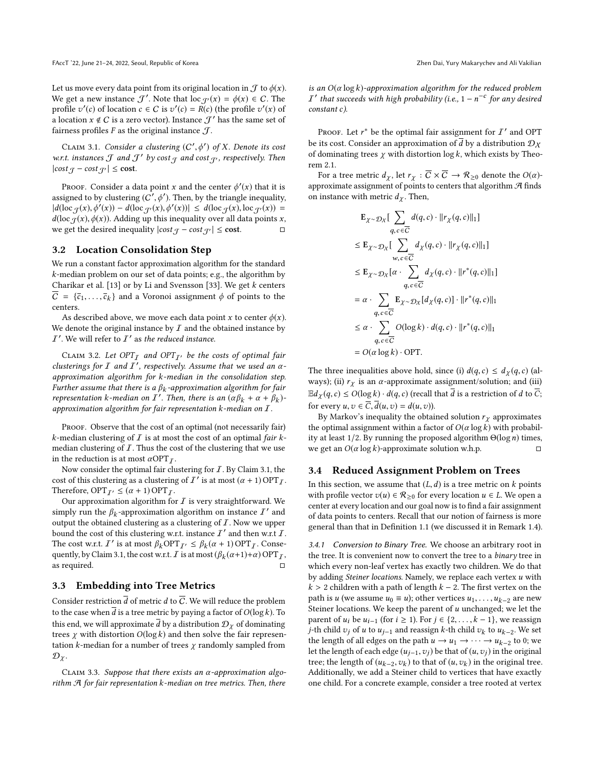Let us move every data point from its original location in $\mathcal{J}$ to $\phi(x)$. We get a new instance $\mathcal{J}'$. Note that $\mathrm{loc}_{\mathcal{J}'}(x) = \phi(x) \in C$. The profile $v'(c)$ of location $c \in C$ is $v'(c) = R(c)$ (the profile $v'(x)$ of a location $x \notin C$ is a zero vector). Instance $\mathcal{J}'$ has the same set of fairness profiles $F$ as the original instance $\mathcal{J}$.

Claim 3.1. *Consider a clustering $(C', \phi')$ of $X$. Denote its cost w.r.t. instances $\mathcal{J}$ and $\mathcal{J}'$ by $cost_{\mathcal{J}}$ and $cost_{\mathcal{J}'}$, respectively. Then $|cost_{\mathcal{J}} - cost_{\mathcal{J}'}| \leq$ **cost**.*

Proof. Consider a data point $x$ and the center $\phi'(x)$ that it is assigned to by clustering $(C', \phi')$. Then, by the triangle inequality, $|d(\mathrm{loc}_{\mathcal{J}}(x), \phi'(x)) - d(\mathrm{loc}_{\mathcal{J}'}(x), \phi'(x))| \leq d(\mathrm{loc}_{\mathcal{J}}(x), \mathrm{loc}_{\mathcal{J}'}(x)) = d(\mathrm{loc}_{\mathcal{J}}(x), \phi(x))$. Adding up this inequality over all data points $x$, we get the desired inequality $|cost_{\mathcal{J}} - cost_{\mathcal{J}'}| \leq$ **cost**. □

## 3.2 Location Consolidation Step

We run a constant factor approximation algorithm for the standard $k$-median problem on our set of data points; e.g., the algorithm by Charikar et al. [13] or by Li and Svensson [33]. We get $k$ centers $\overline{C} = \{\bar{c}_1, \dots, \bar{c}_k\}$ and a Voronoi assignment $\phi$ of points to the centers.

As described above, we move each data point $x$ to center $\phi(x)$. We denote the original instance by $\mathcal{I}$ and the obtained instance by $\mathcal{I}'$. We will refer to $\mathcal{I}'$ as *the reduced instance.*

Claim 3.2. *Let $OPT_{\mathcal{I}}$ and $OPT_{\mathcal{I}'}$ be the costs of optimal fair clusterings for $\mathcal{I}$ and $\mathcal{I}'$, respectively. Assume that we used an $\alpha$-approximation algorithm for $k$-median in the consolidation step. Further assume that there is a $\beta_k$-approximation algorithm for fair representation $k$-median on $\mathcal{I}'$. Then, there is an $(\alpha\beta_k + \alpha + \beta_k)$-approximation algorithm for fair representation $k$-median on $\mathcal{I}$.*

Proof. Observe that the cost of an optimal (not necessarily fair) $k$-median clustering of $\mathcal{I}$ is at most the cost of an optimal *fair* $k$-median clustering of $\mathcal{I}$. Thus the cost of the clustering that we use in the reduction is at most $\alpha \mathrm{OPT}_{\mathcal{I}}$.

Now consider the optimal fair clustering for $\mathcal{I}$. By Claim 3.1, the cost of this clustering as a clustering of $\mathcal{I}'$ is at most $(\alpha + 1)\,\mathrm{OPT}_{\mathcal{I}}$. Therefore, $\mathrm{OPT}_{\mathcal{I}'} \leq (\alpha + 1)\,\mathrm{OPT}_{\mathcal{I}}$.

Our approximation algorithm for $\mathcal{I}$ is very straightforward. We simply run the $\beta_k$-approximation algorithm on instance $\mathcal{I}'$ and output the obtained clustering as a clustering of $\mathcal{I}$. Now we upper bound the cost of this clustering w.r.t. instance $\mathcal{I}'$ and then w.r.t $\mathcal{I}$. The cost w.r.t. $\mathcal{I}'$ is at most $\beta_k \mathrm{OPT}_{\mathcal{I}'} \leq \beta_k(\alpha + 1)\,\mathrm{OPT}_{\mathcal{I}}$. Consequently, by Claim 3.1, the cost w.r.t. $\mathcal{I}$ is at most $(\beta_k(\alpha+1)+\alpha)\,\mathrm{OPT}_{\mathcal{I}}$, as required. □

## 3.3 Embedding into Tree Metrics

Consider restriction $\overline{d}$ of metric $d$ to $\overline{C}$. We will reduce the problem to the case when $\overline{d}$ is a tree metric by paying a factor of $O(\log k)$. To this end, we will approximate $\overline{d}$ by a distribution $\mathcal{D}_{\mathcal{X}}$ of dominating trees $\chi$ with distortion $O(\log k)$ and then solve the fair representation $k$-median for a number of trees $\chi$ randomly sampled from $\mathcal{D}_{\mathcal{X}}$.

Claim 3.3. *Suppose that there exists an $\alpha$-approximation algorithm $\mathcal{A}$ for fair representation $k$-median on tree metrics. Then, there is an $O(\alpha \log k)$-approximation algorithm for the reduced problem $\mathcal{I}'$ that succeeds with high probability (i.e., $1 - n^{-c}$ for any desired constant $c$).*

Proof. Let $r^*$ be the optimal fair assignment for $\mathcal{I}'$ and OPT be its cost. Consider an approximation of $\overline{d}$ by a distribution $\mathcal{D}_{\mathcal{X}}$ of dominating trees $\chi$ with distortion $\log k$, which exists by Theorem 2.1.

For a tree metric $d_\chi$, let $r_\chi : \overline{C} \times \overline{C} \to \mathcal{R}_{\geq 0}$ denote the $O(\alpha)$-approximate assignment of points to centers that algorithm $\mathcal{A}$ finds on instance with metric $d_\chi$. Then,

$$
\begin{aligned}
&\mathbf{E}_{\chi\sim\mathcal{D}_{\mathcal{X}}}\Big[\sum_{q,c\in\overline{C}} d(q,c)\cdot\|r_\chi(q,c)\|_1\Big] \\
&\leq \mathbf{E}_{\chi\sim\mathcal{D}_{\mathcal{X}}}\Big[\sum_{w,c\in\overline{C}} d_\chi(q,c)\cdot\|r_\chi(q,c)\|_1\Big] \\
&\leq \mathbf{E}_{\chi\sim\mathcal{D}_{\mathcal{X}}}\Big[\alpha\cdot\sum_{q,c\in\overline{C}} d_\chi(q,c)\cdot\|r^*(q,c)\|_1\Big] \\
&= \alpha\cdot\sum_{q,c\in\overline{C}} \mathbf{E}_{\chi\sim\mathcal{D}_{\mathcal{X}}}[d_\chi(q,c)]\cdot\|r^*(q,c)\|_1 \\
&\leq \alpha\cdot\sum_{q,c\in\overline{C}} O(\log k)\cdot d(q,c)\cdot\|r^*(q,c)\|_1 \\
&= O(\alpha\log k)\cdot\mathrm{OPT}.
\end{aligned}
$$

The three inequalities above hold, since (i) $d(q,c) \leq d_\chi(q,c)$ (always); (ii) $r_\chi$ is an $\alpha$-approximate assignment/solution; and (iii) $\mathbb{E}d_\chi(q,c) \leq O(\log k)\cdot d(q,c)$ (recall that $\overline{d}$ is a restriction of $d$ to $\overline{C}$; for every $u, v \in \overline{C}, \overline{d}(u,v) = d(u,v)$).

By Markov's inequality the obtained solution $r_\chi$ approximates the optimal assignment within a factor of $O(\alpha \log k)$ with probability at least 1/2. By running the proposed algorithm $\Theta(\log n)$ times, we get an $O(\alpha \log k)$-approximate solution w.h.p. □

## 3.4 Reduced Assignment Problem on Trees

In this section, we assume that $(L, d)$ is a tree metric on $k$ points with profile vector $v(u) \in \mathcal{R}_{\geq 0}$ for every location $u \in L$. We open a center at every location and our goal now is to find a fair assignment of data points to centers. Recall that our notion of fairness is more general than that in Definition 1.1 (we discussed it in Remark 1.4).

*3.4.1 Conversion to Binary Tree.* We choose an arbitrary root in the tree. It is convenient now to convert the tree to a *binary* tree in which every non-leaf vertex has exactly two children. We do that by adding *Steiner locations*. Namely, we replace each vertex $u$ with $k > 2$ children with a path of length $k - 2$. The first vertex on the path is $u$ (we assume $u_0 \equiv u$); other vertices $u_1, \dots, u_{k-2}$ are new Steiner locations. We keep the parent of $u$ unchanged; we let the parent of $u_i$ be $u_{i-1}$ (for $i \geq 1$). For $j \in \{2, \dots, k-1\}$, we reassign $j$-th child $v_j$ of $u$ to $u_{j-1}$ and reassign $k$-th child $v_k$ to $u_{k-2}$. We set the length of all edges on the path $u \to u_1 \to \cdots \to u_{k-2}$ to 0; we let the length of each edge $(u_{j-1}, v_j)$ be that of $(u, v_j)$ in the original tree; the length of $(u_{k-2}, v_k)$ to that of $(u, v_k)$ in the original tree. Additionally, we add a Steiner child to vertices that have exactly one child. For a concrete example, consider a tree rooted at vertex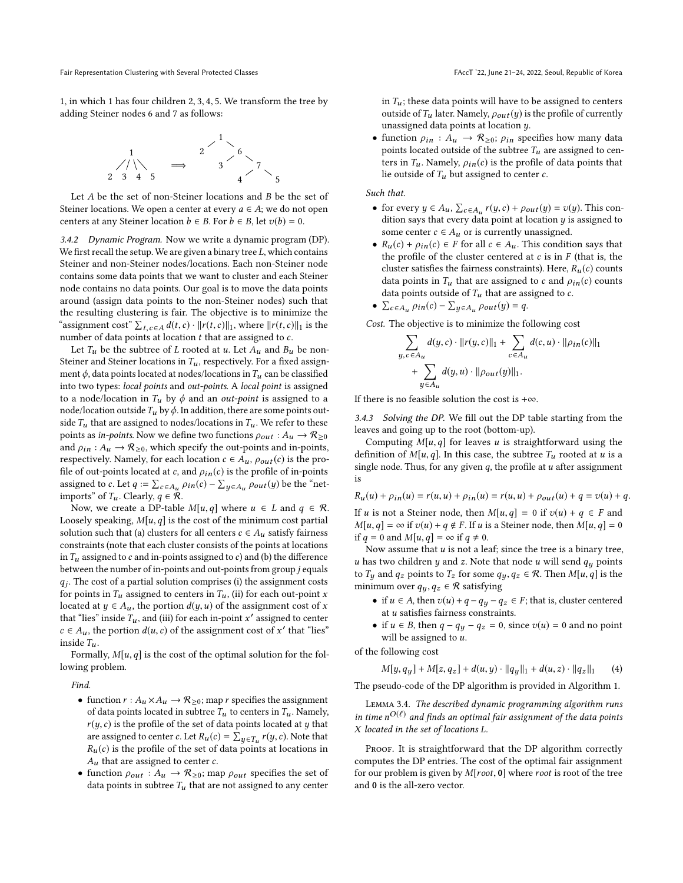1, in which 1 has four children 2, 3, 4, 5. We transform the tree by adding Steiner nodes 6 and 7 as follows:

```
      1                        1
   / / \ \       ==>        /     \
  2  3  4  5               2       6
                                 /   \
                                3     7
                                    /   \
                                   4     5
```

Let $A$ be the set of non-Steiner locations and $B$ be the set of Steiner locations. We open a center at every $a \in A$; we do not open centers at any Steiner location $b \in B$. For $b \in B$, let $v(b) = 0$.

#### 3.4.2 Dynamic Program.

Now we write a dynamic program (DP). We first recall the setup. We are given a binary tree $L$, which contains Steiner and non-Steiner nodes/locations. Each non-Steiner node contains some data points that we want to cluster and each Steiner node contains no data points. Our goal is to move the data points around (assign data points to the non-Steiner nodes) such that the resulting clustering is fair. The objective is to minimize the "assignment cost" $\sum_{t,c \in A} d(t,c) \cdot \|r(t,c)\|_1$, where $\|r(t,c)\|_1$ is the number of data points at location $t$ that are assigned to $c$.

Let $T_u$ be the subtree of $L$ rooted at $u$. Let $A_u$ and $B_u$ be non-Steiner and Steiner locations in $T_u$, respectively. For a fixed assignment $\phi$, data points located at nodes/locations in $T_u$ can be classified into two types: *local points* and *out-points*. A *local point* is assigned to a node/location in $T_u$ by $\phi$ and an *out-point* is assigned to a node/location outside $T_u$ by $\phi$. In addition, there are some points outside $T_u$ that are assigned to nodes/locations in $T_u$. We refer to these points as *in-points*. Now we define two functions $\rho_{out} : A_u \to \mathcal{R}_{\geq 0}$ and $\rho_{in} : A_u \to \mathcal{R}_{\geq 0}$, which specify the out-points and in-points, respectively. Namely, for each location $c \in A_u$, $\rho_{out}(c)$ is the profile of out-points located at $c$, and $\rho_{in}(c)$ is the profile of in-points assigned to $c$. Let $q := \sum_{c \in A_u} \rho_{in}(c) - \sum_{y \in A_u} \rho_{out}(y)$ be the "net-imports" of $T_u$. Clearly, $q \in \mathcal{R}$.

Now, we create a DP-table $M[u,q]$ where $u \in L$ and $q \in \mathcal{R}$. Loosely speaking, $M[u,q]$ is the cost of the minimum cost partial solution such that (a) clusters for all centers $c \in A_u$ satisfy fairness constraints (note that each cluster consists of the points at locations in $T_u$ assigned to $c$ and in-points assigned to $c$) and (b) the difference between the number of in-points and out-points from group $j$ equals $q_j$. The cost of a partial solution comprises (i) the assignment costs for points in $T_u$ assigned to centers in $T_u$, (ii) for each out-point $x$ located at $y \in A_u$, the portion $d(y,u)$ of the assignment cost of $x$ that "lies" inside $T_u$, and (iii) for each in-point $x'$ assigned to center $c \in A_u$, the portion $d(u,c)$ of the assignment cost of $x'$ that "lies" inside $T_u$.

Formally, $M[u,q]$ is the cost of the optimal solution for the following problem.

*Find.*

- function $r : A_u \times A_u \to \mathcal{R}_{\geq 0}$; map $r$ specifies the assignment of data points located in subtree $T_u$ to centers in $T_u$. Namely, $r(y,c)$ is the profile of the set of data points located at $y$ that are assigned to center $c$. Let $R_u(c) = \sum_{y \in T_u} r(y,c)$. Note that $R_u(c)$ is the profile of the set of data points at locations in $A_u$ that are assigned to center $c$.
- function $\rho_{out} : A_u \to \mathcal{R}_{\geq 0}$; map $\rho_{out}$ specifies the set of data points in subtree $T_u$ that are not assigned to any center in $T_u$; these data points will have to be assigned to centers outside of $T_u$ later. Namely, $\rho_{out}(y)$ is the profile of currently unassigned data points at location $y$.
- function $\rho_{in} : A_u \to \mathcal{R}_{\geq 0}$; $\rho_{in}$ specifies how many data points located outside of the subtree $T_u$ are assigned to centers in $T_u$. Namely, $\rho_{in}(c)$ is the profile of data points that lie outside of $T_u$ but assigned to center $c$.

*Such that.*

- for every $y \in A_u$, $\sum_{c \in A_u} r(y,c) + \rho_{out}(y) = v(y)$. This condition says that every data point at location $y$ is assigned to some center $c \in A_u$ or is currently unassigned.
- $R_u(c) + \rho_{in}(c) \in F$ for all $c \in A_u$. This condition says that the profile of the cluster centered at $c$ is in $F$ (that is, the cluster satisfies the fairness constraints). Here, $R_u(c)$ counts data points in $T_u$ that are assigned to $c$ and $\rho_{in}(c)$ counts data points outside of $T_u$ that are assigned to $c$.
- $\sum_{c \in A_u} \rho_{in}(c) - \sum_{y \in A_u} \rho_{out}(y) = q$.

*Cost.* The objective is to minimize the following cost

$$\sum_{y,c \in A_u} d(y,c) \cdot \|r(y,c)\|_1 + \sum_{c \in A_u} d(c,u) \cdot \|\rho_{in}(c)\|_1 + \sum_{y \in A_u} d(y,u) \cdot \|\rho_{out}(y)\|_1.$$

If there is no feasible solution the cost is $+\infty$.

#### 3.4.3 Solving the DP.

We fill out the DP table starting from the leaves and going up to the root (bottom-up).

Computing $M[u,q]$ for leaves $u$ is straightforward using the definition of $M[u,q]$. In this case, the subtree $T_u$ rooted at $u$ is a single node. Thus, for any given $q$, the profile at $u$ after assignment is

$$R_u(u) + \rho_{in}(u) = r(u,u) + \rho_{in}(u) = r(u,u) + \rho_{out}(u) + q = v(u) + q.$$

If $u$ is not a Steiner node, then $M[u,q] = 0$ if $v(u) + q \in F$ and $M[u,q] = \infty$ if $v(u) + q \notin F$. If $u$ is a Steiner node, then $M[u,q] = 0$ if $q = 0$ and $M[u,q] = \infty$ if $q \neq 0$.

Now assume that $u$ is not a leaf; since the tree is a binary tree, $u$ has two children $y$ and $z$. Note that node $u$ will send $q_y$ points to $T_y$ and $q_z$ points to $T_z$ for some $q_y, q_z \in \mathcal{R}$. Then $M[u,q]$ is the minimum over $q_y, q_z \in \mathcal{R}$ satisfying

- if $u \in A$, then $v(u) + q - q_y - q_z \in F$; that is, cluster centered at $u$ satisfies fairness constraints.
- if $u \in B$, then $q - q_y - q_z = 0$, since $v(u) = 0$ and no point will be assigned to $u$.

of the following cost

$$M[y,q_y] + M[z,q_z] + d(u,y) \cdot \|q_y\|_1 + d(u,z) \cdot \|q_z\|_1 \tag{4}$$

The pseudo-code of the DP algorithm is provided in Algorithm 1.

**Lemma 3.4.** *The described dynamic programming algorithm runs in time $n^{O(\ell)}$ and finds an optimal fair assignment of the data points $X$ located in the set of locations $L$.*

*Proof.* It is straightforward that the DP algorithm correctly computes the DP entries. The cost of the optimal fair assignment for our problem is given by $M[root, \mathbf{0}]$ where *root* is root of the tree and $\mathbf{0}$ is the all-zero vector.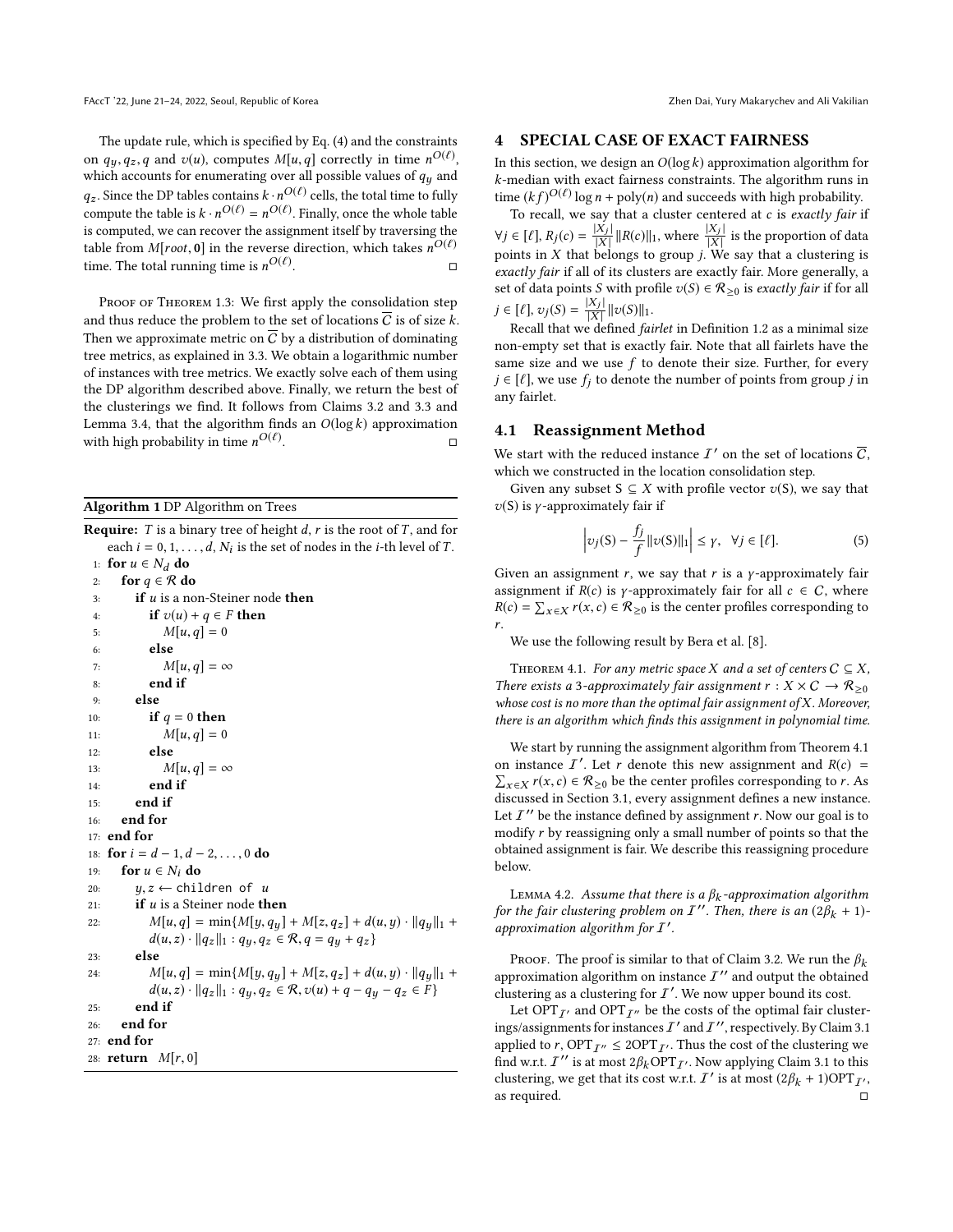The update rule, which is specified by Eq. (4) and the constraints on $q_y, q_z, q$ and $v(u)$, computes $M[u, q]$ correctly in time $n^{O(\ell)}$, which accounts for enumerating over all possible values of $q_y$ and $q_z$. Since the DP tables contains $k \cdot n^{O(\ell)}$ cells, the total time to fully compute the table is $k \cdot n^{O(\ell)} = n^{O(\ell)}$. Finally, once the whole table is computed, we can recover the assignment itself by traversing the table from $M[root, \mathbf{0}]$ in the reverse direction, which takes $n^{O(\ell)}$ time. The total running time is $n^{O(\ell)}$. □

Proof of Theorem 1.3: We first apply the consolidation step and thus reduce the problem to the set of locations $\overline{C}$ is of size $k$. Then we approximate metric on $\overline{C}$ by a distribution of dominating tree metrics, as explained in 3.3. We obtain a logarithmic number of instances with tree metrics. We exactly solve each of them using the DP algorithm described above. Finally, we return the best of the clusterings we find. It follows from Claims 3.2 and 3.3 and Lemma 3.4, that the algorithm finds an $O(\log k)$ approximation with high probability in time $n^{O(\ell)}$. □

**Algorithm 1** DP Algorithm on Trees

```
Require: T is a binary tree of height d, r is the root of T, and for
    each i = 0, 1, ..., d, N_i is the set of nodes in the i-th level of T.
 1: for u ∈ N_d do
 2:   for q ∈ R do
 3:     if u is a non-Steiner node then
 4:       if v(u) + q ∈ F then
 5:         M[u, q] = 0
 6:       else
 7:         M[u, q] = ∞
 8:       end if
 9:     else
10:       if q = 0 then
11:         M[u, q] = 0
12:       else
13:         M[u, q] = ∞
14:       end if
15:     end if
16:   end for
17: end for
18: for i = d − 1, d − 2, ..., 0 do
19:   for u ∈ N_i do
20:     y, z ← children of u
21:     if u is a Steiner node then
22:       M[u, q] = min{M[y, q_y] + M[z, q_z] + d(u, y) · ||q_y||_1 +
          d(u, z) · ||q_z||_1 : q_y, q_z ∈ R, q = q_y + q_z}
23:     else
24:       M[u, q] = min{M[y, q_y] + M[z, q_z] + d(u, y) · ||q_y||_1 +
          d(u, z) · ||q_z||_1 : q_y, q_z ∈ R, v(u) + q − q_y − q_z ∈ F}
25:     end if
26:   end for
27: end for
28: return M[r, 0]
```

## 4 SPECIAL CASE OF EXACT FAIRNESS

In this section, we design an $O(\log k)$ approximation algorithm for $k$-median with exact fairness constraints. The algorithm runs in time $(kf)^{O(\ell)} \log n + \text{poly}(n)$ and succeeds with high probability.

To recall, we say that a cluster centered at $c$ is *exactly fair* if $\forall j \in [\ell]$, $R_j(c) = \frac{|X_j|}{|X|} \|R(c)\|_1$, where $\frac{|X_j|}{|X|}$ is the proportion of data points in $X$ that belongs to group $j$. We say that a clustering is *exactly fair* if all of its clusters are exactly fair. More generally, a set of data points $S$ with profile $v(S) \in \mathcal{R}_{\geq 0}$ is *exactly fair* if for all $j \in [\ell]$, $v_j(S) = \frac{|X_j|}{|X|} \|v(S)\|_1$.

Recall that we defined *fairlet* in Definition 1.2 as a minimal size non-empty set that is exactly fair. Note that all fairlets have the same size and we use $f$ to denote their size. Further, for every $j \in [\ell]$, we use $f_j$ to denote the number of points from group $j$ in any fairlet.

### 4.1 Reassignment Method

We start with the reduced instance $\mathcal{I}'$ on the set of locations $\overline{C}$, which we constructed in the location consolidation step.

Given any subset $S \subseteq X$ with profile vector $v(S)$, we say that $v(S)$ is $\gamma$-approximately fair if

$$\left| v_j(S) - \frac{f_j}{f} \|v(S)\|_1 \right| \leq \gamma, \quad \forall j \in [\ell]. \tag{5}$$

Given an assignment $r$, we say that $r$ is a $\gamma$-approximately fair assignment if $R(c)$ is $\gamma$-approximately fair for all $c \in C$, where $R(c) = \sum_{x \in X} r(x, c) \in \mathcal{R}_{\geq 0}$ is the center profiles corresponding to $r$.

We use the following result by Bera et al. [8].

Theorem 4.1. *For any metric space $X$ and a set of centers $C \subseteq X$, There exists a 3-approximately fair assignment $r : X \times C \to \mathcal{R}_{\geq 0}$ whose cost is no more than the optimal fair assignment of $X$. Moreover, there is an algorithm which finds this assignment in polynomial time.*

We start by running the assignment algorithm from Theorem 4.1 on instance $\mathcal{I}'$. Let $r$ denote this new assignment and $R(c) = \sum_{x \in X} r(x, c) \in \mathcal{R}_{\geq 0}$ be the center profiles corresponding to $r$. As discussed in Section 3.1, every assignment defines a new instance. Let $\mathcal{I}''$ be the instance defined by assignment $r$. Now our goal is to modify $r$ by reassigning only a small number of points so that the obtained assignment is fair. We describe this reassigning procedure below.

Lemma 4.2. *Assume that there is a $\beta_k$-approximation algorithm for the fair clustering problem on $\mathcal{I}''$. Then, there is an $(2\beta_k + 1)$-approximation algorithm for $\mathcal{I}'$.*

Proof. The proof is similar to that of Claim 3.2. We run the $\beta_k$ approximation algorithm on instance $\mathcal{I}''$ and output the obtained clustering as a clustering for $\mathcal{I}'$. We now upper bound its cost.

Let $\text{OPT}_{\mathcal{I}'}$ and $\text{OPT}_{\mathcal{I}''}$ be the costs of the optimal fair clusterings/assignments for instances $\mathcal{I}'$ and $\mathcal{I}''$, respectively. By Claim 3.1 applied to $r$, $\text{OPT}_{\mathcal{I}''} \leq 2\text{OPT}_{\mathcal{I}'}$. Thus the cost of the clustering we find w.r.t. $\mathcal{I}''$ is at most $2\beta_k \text{OPT}_{\mathcal{I}'}$. Now applying Claim 3.1 to this clustering, we get that its cost w.r.t. $\mathcal{I}'$ is at most $(2\beta_k + 1)\text{OPT}_{\mathcal{I}'}$, as required. □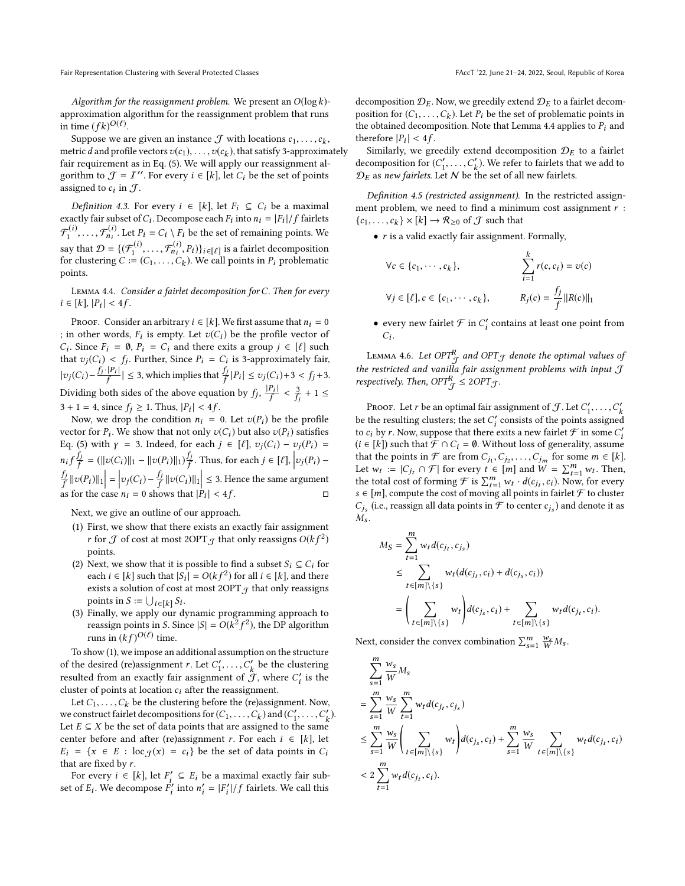*Algorithm for the reassignment problem.* We present an $O(\log k)$-approximation algorithm for the reassignment problem that runs in time $(fk)^{O(\ell)}$.

Suppose we are given an instance $\mathcal{J}$ with locations $c_1, \ldots, c_k$, metric $d$ and profile vectors $v(c_1), \ldots, v(c_k)$, that satisfy 3-approximately fair requirement as in Eq. (5). We will apply our reassignment algorithm to $\mathcal{J} = \mathcal{I}''$. For every $i \in [k]$, let $C_i$ be the set of points assigned to $c_i$ in $\mathcal{J}$.

*Definition 4.3.* For every $i \in [k]$, let $F_i \subseteq C_i$ be a maximal exactly fair subset of $C_i$. Decompose each $F_i$ into $n_i = |F_i|/f$ fairlets $\mathcal{F}_1^{(i)}, \ldots, \mathcal{F}_{n_i}^{(i)}$. Let $P_i = C_i \setminus F_i$ be the set of remaining points. We say that $\mathcal{D} = \{(\mathcal{F}_1^{(i)}, \ldots, \mathcal{F}_{n_i}^{(i)}, P_i)\}_{i \in [\ell]}$ is a fairlet decomposition for clustering $C := (C_1, \ldots, C_k)$. We call points in $P_i$ problematic points.

Lemma 4.4. *Consider a fairlet decomposition for $C$. Then for every $i \in [k]$, $|P_i| < 4f$.*

Proof. Consider an arbitrary $i \in [k]$. We first assume that $n_i = 0$ ; in other words, $F_i$ is empty. Let $v(C_i)$ be the profile vector of $C_i$. Since $F_i = \emptyset$, $P_i = C_i$ and there exits a group $j \in [\ell]$ such that $v_j(C_i) < f_j$. Further, Since $P_i = C_i$ is 3-approximately fair, $|v_j(C_i) - \frac{f_j \cdot |P_i|}{f}| \leq 3$, which implies that $\frac{f_j}{f}|P_i| \leq v_j(C_i) + 3 < f_j + 3$. Dividing both sides of the above equation by $f_j$, $\frac{|P_i|}{f} < \frac{3}{f_j} + 1 \leq 3 + 1 = 4$, since $f_j \geq 1$. Thus, $|P_i| < 4f$.

Now, we drop the condition $n_i = 0$. Let $v(P_i)$ be the profile vector for $P_i$. We show that not only $v(C_i)$ but also $v(P_i)$ satisfies Eq. (5) with $\gamma = 3$. Indeed, for each $j \in [\ell]$, $v_j(C_i) - v_j(P_i) = n_i f \frac{f_j}{f} = (\|v(C_i)\|_1 - \|v(P_i)\|_1)\frac{f_j}{f}$. Thus, for each $j \in [\ell]$, $\left|v_j(P_i) - \frac{f_j}{f}\|v(P_i)\|_1\right| = \left|v_j(C_i) - \frac{f_j}{f}\|v(C_i)\|_1\right| \leq 3$. Hence the same argument as for the case $n_i = 0$ shows that $|P_i| < 4f$. □

Next, we give an outline of our approach.

1. First, we show that there exists an exactly fair assignment $r$ for $\mathcal{J}$ of cost at most $2\text{OPT}_{\mathcal{J}}$ that only reassigns $O(kf^2)$ points.
2. Next, we show that it is possible to find a subset $S_i \subseteq C_i$ for each $i \in [k]$ such that $|S_i| = O(kf^2)$ for all $i \in [k]$, and there exists a solution of cost at most $2\text{OPT}_{\mathcal{J}}$ that only reassigns points in $S := \bigcup_{i \in [k]} S_i$.
3. Finally, we apply our dynamic programming approach to reassign points in $S$. Since $|S| = O(k^2 f^2)$, the DP algorithm runs in $(kf)^{O(\ell)}$ time.

To show (1), we impose an additional assumption on the structure of the desired (re)assignment $r$. Let $C'_1, \ldots, C'_k$ be the clustering resulted from an exactly fair assignment of $\mathcal{J}$, where $C'_i$ is the cluster of points at location $c_i$ after the reassignment.

Let $C_1, \ldots, C_k$ be the clustering before the (re)assignment. Now, we construct fairlet decompositions for $(C_1, \ldots, C_k)$ and $(C'_1, \ldots, C'_k)$. Let $E \subseteq X$ be the set of data points that are assigned to the same center before and after (re)assignment $r$. For each $i \in [k]$, let $E_i = \{x \in E : \text{loc}_{\mathcal{J}}(x) = c_i\}$ be the set of data points in $C_i$ that are fixed by $r$.

For every $i \in [k]$, let $F'_i \subseteq E_i$ be a maximal exactly fair subset of $E_i$. We decompose $F'_i$ into $n'_i = |F'_i|/f$ fairlets. We call this decomposition $\mathcal{D}_E$. Now, we greedily extend $\mathcal{D}_E$ to a fairlet decomposition for $(C_1, \ldots, C_k)$. Let $P_i$ be the set of problematic points in the obtained decomposition. Note that Lemma 4.4 applies to $P_i$ and therefore $|P_i| < 4f$.

Similarly, we greedily extend decomposition $\mathcal{D}_E$ to a fairlet decomposition for $(C'_1, \ldots, C'_k)$. We refer to fairlets that we add to $\mathcal{D}_E$ as *new fairlets*. Let $\mathcal{N}$ be the set of all new fairlets.

*Definition 4.5 (restricted assignment).* In the restricted assignment problem, we need to find a minimum cost assignment $r : \{c_1, \ldots, c_k\} \times [k] \to \mathcal{R}_{\geq 0}$ of $\mathcal{J}$ such that

- $r$ is a valid exactly fair assignment. Formally,

$$\forall c \in \{c_1, \cdots, c_k\}, \qquad \sum_{i=1}^{k} r(c, c_i) = v(c)$$

$$\forall j \in [\ell], c \in \{c_1, \cdots, c_k\}, \qquad R_j(c) = \frac{f_j}{f}\|R(c)\|_1$$

- every new fairlet $\mathcal{F}$ in $C'_i$ contains at least one point from $C_i$.

Lemma 4.6. *Let $OPT^R_{\mathcal{J}}$ and $OPT_{\mathcal{J}}$ denote the optimal values of the restricted and vanilla fair assignment problems with input $\mathcal{J}$ respectively. Then, $OPT^R_{\mathcal{J}} \leq 2OPT_{\mathcal{J}}$.*

Proof. Let $r$ be an optimal fair assignment of $\mathcal{J}$. Let $C'_1, \ldots, C'_k$ be the resulting clusters; the set $C'_i$ consists of the points assigned to $c_i$ by $r$. Now, suppose that there exits a new fairlet $\mathcal{F}$ in some $C'_i$ ($i \in [k]$) such that $\mathcal{F} \cap C_i = \emptyset$. Without loss of generality, assume that the points in $\mathcal{F}$ are from $C_{j_1}, C_{j_2}, \ldots, C_{j_m}$ for some $m \in [k]$. Let $w_t := |C_{j_t} \cap \mathcal{F}|$ for every $t \in [m]$ and $W = \sum_{t=1}^{m} w_t$. Then, the total cost of forming $\mathcal{F}$ is $\sum_{t=1}^{m} w_t \cdot d(c_{j_t}, c_i)$. Now, for every $s \in [m]$, compute the cost of moving all points in fairlet $\mathcal{F}$ to cluster $C_{j_s}$ (i.e., reassign all data points in $\mathcal{F}$ to center $c_{j_s}$) and denote it as $M_s$.

$$
\begin{aligned}
M_S &= \sum_{t=1}^{m} w_t d(c_{j_t}, c_{j_s}) \\
&\leq \sum_{t \in [m] \setminus \{s\}} w_t (d(c_{j_t}, c_i) + d(c_{j_s}, c_i)) \\
&= \left(\sum_{t \in [m] \setminus \{s\}} w_t\right) d(c_{j_s}, c_i) + \sum_{t \in [m] \setminus \{s\}} w_t d(c_{j_t}, c_i).
\end{aligned}
$$

Next, consider the convex combination $\sum_{s=1}^{m} \frac{w_s}{W} M_s$.

$$
\begin{aligned}
&\sum_{s=1}^{m} \frac{w_s}{W} M_s \\
&= \sum_{s=1}^{m} \frac{w_s}{W} \sum_{t=1}^{m} w_t d(c_{j_t}, c_{j_s}) \\
&\leq \sum_{s=1}^{m} \frac{w_s}{W} \left(\sum_{t \in [m] \setminus \{s\}} w_t\right) d(c_{j_s}, c_i) + \sum_{s=1}^{m} \frac{w_s}{W} \sum_{t \in [m] \setminus \{s\}} w_t d(c_{j_t}, c_i) \\
&< 2 \sum_{t=1}^{m} w_t d(c_{j_t}, c_i).
\end{aligned}
$$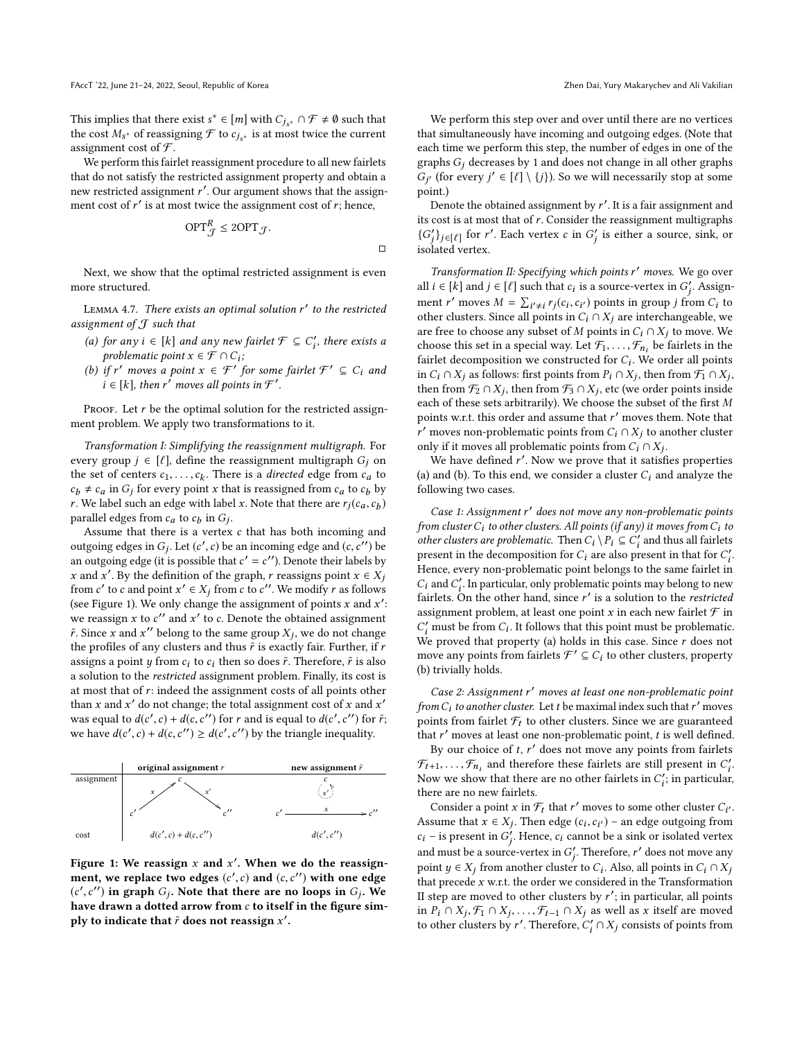This implies that there exist $s^* \in [m]$ with $C_{j_{s^*}} \cap \mathcal{F} \neq \emptyset$ such that the cost $M_{s^*}$ of reassigning $\mathcal{F}$ to $c_{j_{s^*}}$ is at most twice the current assignment cost of $\mathcal{F}$.

We perform this fairlet reassignment procedure to all new fairlets that do not satisfy the restricted assignment property and obtain a new restricted assignment $r'$. Our argument shows that the assignment cost of $r'$ is at most twice the assignment cost of $r$; hence,

$$\mathrm{OPT}^R_{\mathcal{J}} \leq 2\mathrm{OPT}_{\mathcal{J}}.$$

□

Next, we show that the optimal restricted assignment is even more structured.

**Lemma 4.7.** *There exists an optimal solution $r'$ to the restricted assignment of $\mathcal{J}$ such that*

- *(a) for any $i \in [k]$ and any new fairlet $\mathcal{F} \subseteq C'_i$, there exists a problematic point $x \in \mathcal{F} \cap C_i$;*
- *(b) if $r'$ moves a point $x \in \mathcal{F}'$ for some fairlet $\mathcal{F}' \subseteq C_i$ and $i \in [k]$, then $r'$ moves all points in $\mathcal{F}'$.*

*Proof.* Let $r$ be the optimal solution for the restricted assignment problem. We apply two transformations to it.

*Transformation I: Simplifying the reassignment multigraph.* For every group $j \in [\ell]$, define the reassignment multigraph $G_j$ on the set of centers $c_1, \ldots, c_k$. There is a *directed* edge from $c_a$ to $c_b \neq c_a$ in $G_j$ for every point $x$ that is reassigned from $c_a$ to $c_b$ by $r$. We label such an edge with label $x$. Note that there are $r_j(c_a, c_b)$ parallel edges from $c_a$ to $c_b$ in $G_j$.

Assume that there is a vertex $c$ that has both incoming and outgoing edges in $G_j$. Let $(c', c)$ be an incoming edge and $(c, c'')$ be an outgoing edge (it is possible that $c' = c''$). Denote their labels by $x$ and $x'$. By the definition of the graph, $r$ reassigns point $x \in X_j$ from $c'$ to $c$ and point $x' \in X_j$ from $c$ to $c''$. We modify $r$ as follows (see Figure 1). We only change the assignment of points $x$ and $x'$: we reassign $x$ to $c''$ and $x'$ to $c$. Denote the obtained assignment $\tilde{r}$. Since $x$ and $x''$ belong to the same group $X_j$, we do not change the profiles of any clusters and thus $\tilde{r}$ is exactly fair. Further, if $r$ assigns a point $y$ from $c_i$ to $c_i$ then so does $\tilde{r}$. Therefore, $\tilde{r}$ is also a solution to the *restricted* assignment problem. Finally, its cost is at most that of $r$: indeed the assignment costs of all points other than $x$ and $x'$ do not change; the total assignment cost of $x$ and $x'$ was equal to $d(c', c) + d(c, c'')$ for $r$ and is equal to $d(c', c'')$ for $\tilde{r}$; we have $d(c', c) + d(c, c'') \geq d(c', c'')$ by the triangle inequality.

| | original assignment $r$ | new assignment $\tilde{r}$ |
|---|---|---|
| assignment | $c' \xrightarrow{x} c \xrightarrow{x'} c''$ | $c' \xrightarrow{x} c''$ (dotted loop $x'$ at $c$) |
| cost | $d(c', c) + d(c, c'')$ | $d(c', c'')$ |

**Figure 1: We reassign $x$ and $x'$. When we do the reassignment, we replace two edges $(c', c)$ and $(c, c'')$ with one edge $(c', c'')$ in graph $G_j$. Note that there are no loops in $G_j$. We have drawn a dotted arrow from $c$ to itself in the figure simply to indicate that $\tilde{r}$ does not reassign $x'$.**

We perform this step over and over until there are no vertices that simultaneously have incoming and outgoing edges. (Note that each time we perform this step, the number of edges in one of the graphs $G_j$ decreases by 1 and does not change in all other graphs $G_{j'}$ (for every $j' \in [\ell] \setminus \{j\}$). So we will necessarily stop at some point.)

Denote the obtained assignment by $r'$. It is a fair assignment and its cost is at most that of $r$. Consider the reassignment multigraphs $\{G'_j\}_{j \in [\ell]}$ for $r'$. Each vertex $c$ in $G'_j$ is either a source, sink, or isolated vertex.

*Transformation II: Specifying which points $r'$ moves.* We go over all $i \in [k]$ and $j \in [\ell]$ such that $c_i$ is a source-vertex in $G'_j$. Assignment $r'$ moves $M = \sum_{i' \neq i} r_j(c_i, c_{i'})$ points in group $j$ from $C_i$ to other clusters. Since all points in $C_i \cap X_j$ are interchangeable, we are free to choose any subset of $M$ points in $C_i \cap X_j$ to move. We choose this set in a special way. Let $\mathcal{F}_1, \ldots, \mathcal{F}_{n_i}$ be fairlets in the fairlet decomposition we constructed for $C_i$. We order all points in $C_i \cap X_j$ as follows: first points from $P_i \cap X_j$, then from $\mathcal{F}_1 \cap X_j$, then from $\mathcal{F}_2 \cap X_j$, then from $\mathcal{F}_3 \cap X_j$, etc (we order points inside each of these sets arbitrarily). We choose the subset of the first $M$ points w.r.t. this order and assume that $r'$ moves them. Note that $r'$ moves non-problematic points from $C_i \cap X_j$ to another cluster only if it moves all problematic points from $C_i \cap X_j$.

We have defined $r'$. Now we prove that it satisfies properties (a) and (b). To this end, we consider a cluster $C_i$ and analyze the following two cases.

*Case 1: Assignment $r'$ does not move any non-problematic points from cluster $C_i$ to other clusters. All points (if any) it moves from $C_i$ to other clusters are problematic.* Then $C_i \setminus P_i \subseteq C'_i$ and thus all fairlets present in the decomposition for $C_i$ are also present in that for $C'_i$. Hence, every non-problematic point belongs to the same fairlet in $C_i$ and $C'_i$. In particular, only problematic points may belong to new fairlets. On the other hand, since $r'$ is a solution to the *restricted* assignment problem, at least one point $x$ in each new fairlet $\mathcal{F}$ in $C'_i$ must be from $C_i$. It follows that this point must be problematic. We proved that property (a) holds in this case. Since $r$ does not move any points from fairlets $\mathcal{F}' \subseteq C_i$ to other clusters, property (b) trivially holds.

*Case 2: Assignment $r'$ moves at least one non-problematic point from $C_i$ to another cluster.* Let $t$ be maximal index such that $r'$ moves points from fairlet $\mathcal{F}_t$ to other clusters. Since we are guaranteed that $r'$ moves at least one non-problematic point, $t$ is well defined.

By our choice of $t$, $r'$ does not move any points from fairlets $\mathcal{F}_{t+1}, \ldots, \mathcal{F}_{n_i}$ and therefore these fairlets are still present in $C'_i$. Now we show that there are no other fairlets in $C'_i$; in particular, there are no new fairlets.

Consider a point $x$ in $\mathcal{F}_t$ that $r'$ moves to some other cluster $C_{i'}$. Assume that $x \in X_j$. Then edge $(c_i, c_{i'})$ – an edge outgoing from $c_i$ – is present in $G'_j$. Hence, $c_i$ cannot be a sink or isolated vertex and must be a source-vertex in $G'_j$. Therefore, $r'$ does not move any point $y \in X_j$ from another cluster to $C_i$. Also, all points in $C_i \cap X_j$ that precede $x$ w.r.t. the order we considered in the Transformation II step are moved to other clusters by $r'$; in particular, all points in $P_i \cap X_j, \mathcal{F}_1 \cap X_j, \ldots, \mathcal{F}_{t-1} \cap X_j$ as well as $x$ itself are moved to other clusters by $r'$. Therefore, $C'_i \cap X_j$ consists of points from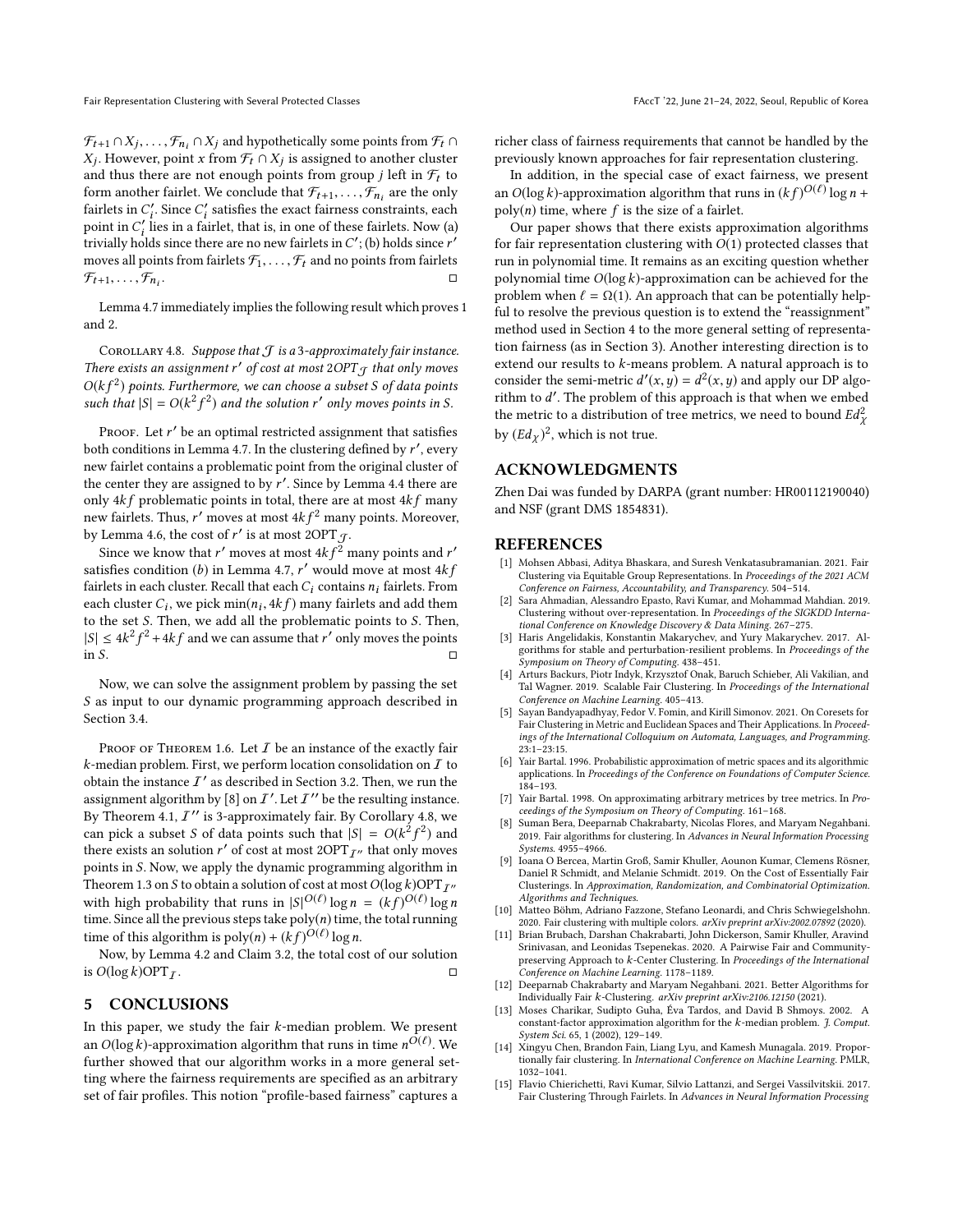$\mathcal{F}_{t+1} \cap X_j, \ldots, \mathcal{F}_{n_i} \cap X_j$ and hypothetically some points from $\mathcal{F}_t \cap X_j$. However, point $x$ from $\mathcal{F}_t \cap X_j$ is assigned to another cluster and thus there are not enough points from group $j$ left in $\mathcal{F}_t$ to form another fairlet. We conclude that $\mathcal{F}_{t+1}, \ldots, \mathcal{F}_{n_i}$ are the only fairlets in $C'_i$. Since $C'_i$ satisfies the exact fairness constraints, each point in $C'_i$ lies in a fairlet, that is, in one of these fairlets. Now (a) trivially holds since there are no new fairlets in $C'$; (b) holds since $r'$ moves all points from fairlets $\mathcal{F}_1, \ldots, \mathcal{F}_t$ and no points from fairlets $\mathcal{F}_{t+1}, \ldots, \mathcal{F}_{n_i}$. □

Lemma 4.7 immediately implies the following result which proves 1 and 2.

Corollary 4.8. *Suppose that $\mathcal{J}$ is a 3-approximately fair instance. There exists an assignment $r'$ of cost at most $2\text{OPT}_{\mathcal{J}}$ that only moves $O(kf^2)$ points. Furthermore, we can choose a subset $S$ of data points such that $|S| = O(k^2 f^2)$ and the solution $r'$ only moves points in $S$.*

Proof. Let $r'$ be an optimal restricted assignment that satisfies both conditions in Lemma 4.7. In the clustering defined by $r'$, every new fairlet contains a problematic point from the original cluster of the center they are assigned to by $r'$. Since by Lemma 4.4 there are only $4kf$ problematic points in total, there are at most $4kf$ many new fairlets. Thus, $r'$ moves at most $4kf^2$ many points. Moreover, by Lemma 4.6, the cost of $r'$ is at most $2\text{OPT}_{\mathcal{J}}$.

Since we know that $r'$ moves at most $4kf^2$ many points and $r'$ satisfies condition (*b*) in Lemma 4.7, $r'$ would move at most $4kf$ fairlets in each cluster. Recall that each $C_i$ contains $n_i$ fairlets. From each cluster $C_i$, we pick $\min(n_i, 4kf)$ many fairlets and add them to the set $S$. Then, we add all the problematic points to $S$. Then, $|S| \leq 4k^2 f^2 + 4kf$ and we can assume that $r'$ only moves the points in $S$. □

Now, we can solve the assignment problem by passing the set $S$ as input to our dynamic programming approach described in Section 3.4.

Proof of Theorem 1.6. Let $\mathcal{I}$ be an instance of the exactly fair $k$-median problem. First, we perform location consolidation on $\mathcal{I}$ to obtain the instance $\mathcal{I}'$ as described in Section 3.2. Then, we run the assignment algorithm by [8] on $\mathcal{I}'$. Let $\mathcal{I}''$ be the resulting instance. By Theorem 4.1, $\mathcal{I}''$ is 3-approximately fair. By Corollary 4.8, we can pick a subset $S$ of data points such that $|S| = O(k^2 f^2)$ and there exists an solution $r'$ of cost at most $2\text{OPT}_{\mathcal{I}''}$ that only moves points in $S$. Now, we apply the dynamic programming algorithm in Theorem 1.3 on $S$ to obtain a solution of cost at most $O(\log k)\text{OPT}_{\mathcal{I}''}$ with high probability that runs in $|S|^{O(\ell)} \log n = (kf)^{O(\ell)} \log n$ time. Since all the previous steps take $\text{poly}(n)$ time, the total running time of this algorithm is $\text{poly}(n) + (kf)^{O(\ell)} \log n$.

Now, by Lemma 4.2 and Claim 3.2, the total cost of our solution is $O(\log k)\text{OPT}_{\mathcal{I}}$. □

## 5 CONCLUSIONS

In this paper, we study the fair $k$-median problem. We present an $O(\log k)$-approximation algorithm that runs in time $n^{O(\ell)}$. We further showed that our algorithm works in a more general setting where the fairness requirements are specified as an arbitrary set of fair profiles. This notion "profile-based fairness" captures a richer class of fairness requirements that cannot be handled by the previously known approaches for fair representation clustering.

In addition, in the special case of exact fairness, we present an $O(\log k)$-approximation algorithm that runs in $(kf)^{O(\ell)} \log n + \text{poly}(n)$ time, where $f$ is the size of a fairlet.

Our paper shows that there exists approximation algorithms for fair representation clustering with $O(1)$ protected classes that run in polynomial time. It remains as an exciting question whether polynomial time $O(\log k)$-approximation can be achieved for the problem when $\ell = \Omega(1)$. An approach that can be potentially helpful to resolve the previous question is to extend the "reassignment" method used in Section 4 to the more general setting of representation fairness (as in Section 3). Another interesting direction is to extend our results to $k$-means problem. A natural approach is to consider the semi-metric $d'(x, y) = d^2(x, y)$ and apply our DP algorithm to $d'$. The problem of this approach is that when we embed the metric to a distribution of tree metrics, we need to bound $Ed^2_{\mathcal{X}}$ by $(Ed_{\mathcal{X}})^2$, which is not true.

## ACKNOWLEDGMENTS

Zhen Dai was funded by DARPA (grant number: HR00112190040) and NSF (grant DMS 1854831).

## REFERENCES

[1] Mohsen Abbasi, Aditya Bhaskara, and Suresh Venkatasubramanian. 2021. Fair Clustering via Equitable Group Representations. In *Proceedings of the 2021 ACM Conference on Fairness, Accountability, and Transparency*. 504–514.

[2] Sara Ahmadian, Alessandro Epasto, Ravi Kumar, and Mohammad Mahdian. 2019. Clustering without over-representation. In *Proceedings of the SIGKDD International Conference on Knowledge Discovery & Data Mining*. 267–275.

[3] Haris Angelidakis, Konstantin Makarychev, and Yury Makarychev. 2017. Algorithms for stable and perturbation-resilient problems. In *Proceedings of the Symposium on Theory of Computing*. 438–451.

[4] Arturs Backurs, Piotr Indyk, Krzysztof Onak, Baruch Schieber, Ali Vakilian, and Tal Wagner. 2019. Scalable Fair Clustering. In *Proceedings of the International Conference on Machine Learning*. 405–413.

[5] Sayan Bandyapadhyay, Fedor V. Fomin, and Kirill Simonov. 2021. On Coresets for Fair Clustering in Metric and Euclidean Spaces and Their Applications. In *Proceedings of the International Colloquium on Automata, Languages, and Programming*. 23:1–23:15.

[6] Yair Bartal. 1996. Probabilistic approximation of metric spaces and its algorithmic applications. In *Proceedings of the Conference on Foundations of Computer Science*. 184–193.

[7] Yair Bartal. 1998. On approximating arbitrary metrices by tree metrics. In *Proceedings of the Symposium on Theory of Computing*. 161–168.

[8] Suman Bera, Deeparnab Chakrabarty, Nicolas Flores, and Maryam Negahbani. 2019. Fair algorithms for clustering. In *Advances in Neural Information Processing Systems*. 4955–4966.

[9] Ioana O Bercea, Martin Groß, Samir Khuller, Aounon Kumar, Clemens Rösner, Daniel R Schmidt, and Melanie Schmidt. 2019. On the Cost of Essentially Fair Clusterings. In *Approximation, Randomization, and Combinatorial Optimization. Algorithms and Techniques*.

[10] Matteo Böhm, Adriano Fazzone, Stefano Leonardi, and Chris Schwiegelshohn. 2020. Fair clustering with multiple colors. *arXiv preprint arXiv:2002.07892* (2020).

[11] Brian Brubach, Darshan Chakrabarti, John Dickerson, Samir Khuller, Aravind Srinivasan, and Leonidas Tsepenekas. 2020. A Pairwise Fair and Community-preserving Approach to $k$-Center Clustering. In *Proceedings of the International Conference on Machine Learning*. 1178–1189.

[12] Deeparnab Chakrabarty and Maryam Negahbani. 2021. Better Algorithms for Individually Fair $k$-Clustering. *arXiv preprint arXiv:2106.12150* (2021).

[13] Moses Charikar, Sudipto Guha, Éva Tardos, and David B Shmoys. 2002. A constant-factor approximation algorithm for the $k$-median problem. *J. Comput. System Sci.* 65, 1 (2002), 129–149.

[14] Xingyu Chen, Brandon Fain, Liang Lyu, and Kamesh Munagala. 2019. Proportionally fair clustering. In *International Conference on Machine Learning*. PMLR, 1032–1041.

[15] Flavio Chierichetti, Ravi Kumar, Silvio Lattanzi, and Sergei Vassilvitskii. 2017. Fair Clustering Through Fairlets. In *Advances in Neural Information Processing*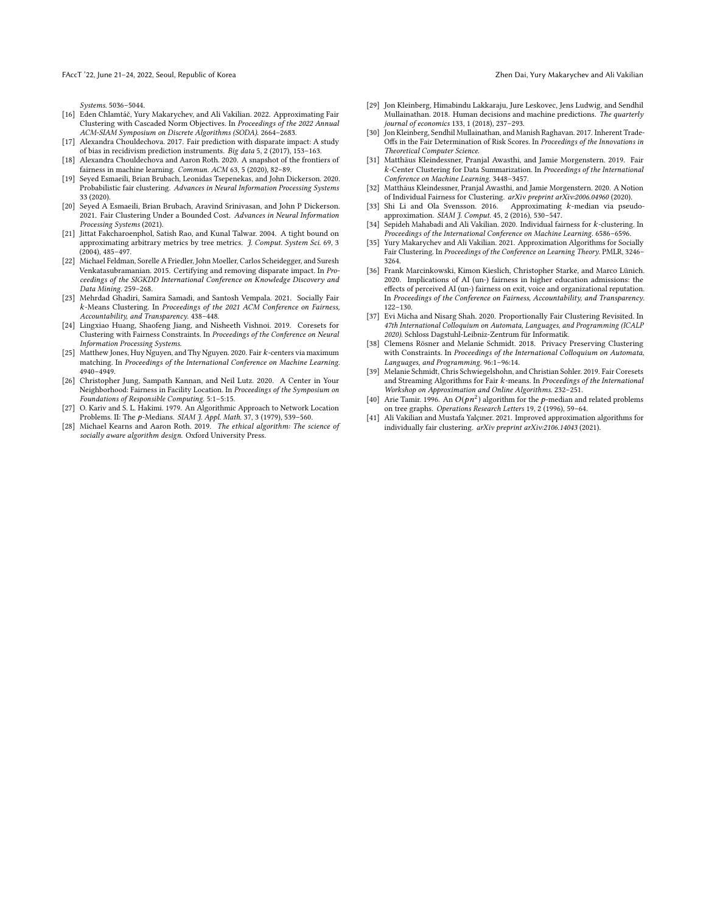Systems. 5036–5044.

[16] Eden Chlamtáč, Yury Makarychev, and Ali Vakilian. 2022. Approximating Fair Clustering with Cascaded Norm Objectives. In *Proceedings of the 2022 Annual ACM-SIAM Symposium on Discrete Algorithms (SODA)*. 2664–2683.

[17] Alexandra Chouldechova. 2017. Fair prediction with disparate impact: A study of bias in recidivism prediction instruments. *Big data* 5, 2 (2017), 153–163.

[18] Alexandra Chouldechova and Aaron Roth. 2020. A snapshot of the frontiers of fairness in machine learning. *Commun. ACM* 63, 5 (2020), 82–89.

[19] Seyed Esmaeili, Brian Brubach, Leonidas Tsepenekas, and John Dickerson. 2020. Probabilistic fair clustering. *Advances in Neural Information Processing Systems* 33 (2020).

[20] Seyed A Esmaeili, Brian Brubach, Aravind Srinivasan, and John P Dickerson. 2021. Fair Clustering Under a Bounded Cost. *Advances in Neural Information Processing Systems* (2021).

[21] Jittat Fakcharoenphol, Satish Rao, and Kunal Talwar. 2004. A tight bound on approximating arbitrary metrics by tree metrics. *J. Comput. System Sci.* 69, 3 (2004), 485–497.

[22] Michael Feldman, Sorelle A Friedler, John Moeller, Carlos Scheidegger, and Suresh Venkatasubramanian. 2015. Certifying and removing disparate impact. In *Proceedings of the SIGKDD International Conference on Knowledge Discovery and Data Mining*. 259–268.

[23] Mehrdad Ghadiri, Samira Samadi, and Santosh Vempala. 2021. Socially Fair $k$-Means Clustering. In *Proceedings of the 2021 ACM Conference on Fairness, Accountability, and Transparency*. 438–448.

[24] Lingxiao Huang, Shaofeng Jiang, and Nisheeth Vishnoi. 2019. Coresets for Clustering with Fairness Constraints. In *Proceedings of the Conference on Neural Information Processing Systems*.

[25] Matthew Jones, Huy Nguyen, and Thy Nguyen. 2020. Fair $k$-centers via maximum matching. In *Proceedings of the International Conference on Machine Learning*. 4940–4949.

[26] Christopher Jung, Sampath Kannan, and Neil Lutz. 2020. A Center in Your Neighborhood: Fairness in Facility Location. In *Proceedings of the Symposium on Foundations of Responsible Computing*. 5:1–5:15.

[27] O. Kariv and S. L. Hakimi. 1979. An Algorithmic Approach to Network Location Problems. II: The $p$-Medians. *SIAM J. Appl. Math.* 37, 3 (1979), 539–560.

[28] Michael Kearns and Aaron Roth. 2019. *The ethical algorithm: The science of socially aware algorithm design*. Oxford University Press.

[29] Jon Kleinberg, Himabindu Lakkaraju, Jure Leskovec, Jens Ludwig, and Sendhil Mullainathan. 2018. Human decisions and machine predictions. *The quarterly journal of economics* 133, 1 (2018), 237–293.

[30] Jon Kleinberg, Sendhil Mullainathan, and Manish Raghavan. 2017. Inherent Trade-Offs in the Fair Determination of Risk Scores. In *Proceedings of the Innovations in Theoretical Computer Science*.

[31] Matthäus Kleindessner, Pranjal Awasthi, and Jamie Morgenstern. 2019. Fair $k$-Center Clustering for Data Summarization. In *Proceedings of the International Conference on Machine Learning*. 3448–3457.

[32] Matthäus Kleindessner, Pranjal Awasthi, and Jamie Morgenstern. 2020. A Notion of Individual Fairness for Clustering. *arXiv preprint arXiv:2006.04960* (2020).

[33] Shi Li and Ola Svensson. 2016. Approximating $k$-median via pseudo-approximation. *SIAM J. Comput.* 45, 2 (2016), 530–547.

[34] Sepideh Mahabadi and Ali Vakilian. 2020. Individual fairness for $k$-clustering. In *Proceedings of the International Conference on Machine Learning*. 6586–6596.

[35] Yury Makarychev and Ali Vakilian. 2021. Approximation Algorithms for Socially Fair Clustering. In *Proceedings of the Conference on Learning Theory*. PMLR, 3246–3264.

[36] Frank Marcinkowski, Kimon Kieslich, Christopher Starke, and Marco Lünich. 2020. Implications of AI (un-) fairness in higher education admissions: the effects of perceived AI (un-) fairness on exit, voice and organizational reputation. In *Proceedings of the Conference on Fairness, Accountability, and Transparency*. 122–130.

[37] Evi Micha and Nisarg Shah. 2020. Proportionally Fair Clustering Revisited. In *47th International Colloquium on Automata, Languages, and Programming (ICALP 2020)*. Schloss Dagstuhl-Leibniz-Zentrum für Informatik.

[38] Clemens Rösner and Melanie Schmidt. 2018. Privacy Preserving Clustering with Constraints. In *Proceedings of the International Colloquium on Automata, Languages, and Programming*. 96:1–96:14.

[39] Melanie Schmidt, Chris Schwiegelshohn, and Christian Sohler. 2019. Fair Coresets and Streaming Algorithms for Fair $k$-means. In *Proceedings of the International Workshop on Approximation and Online Algorithms*. 232–251.

[40] Arie Tamir. 1996. An $O(pn^2)$ algorithm for the $p$-median and related problems on tree graphs. *Operations Research Letters* 19, 2 (1996), 59–64.

[41] Ali Vakilian and Mustafa Yalçıner. 2021. Improved approximation algorithms for individually fair clustering. *arXiv preprint arXiv:2106.14043* (2021).